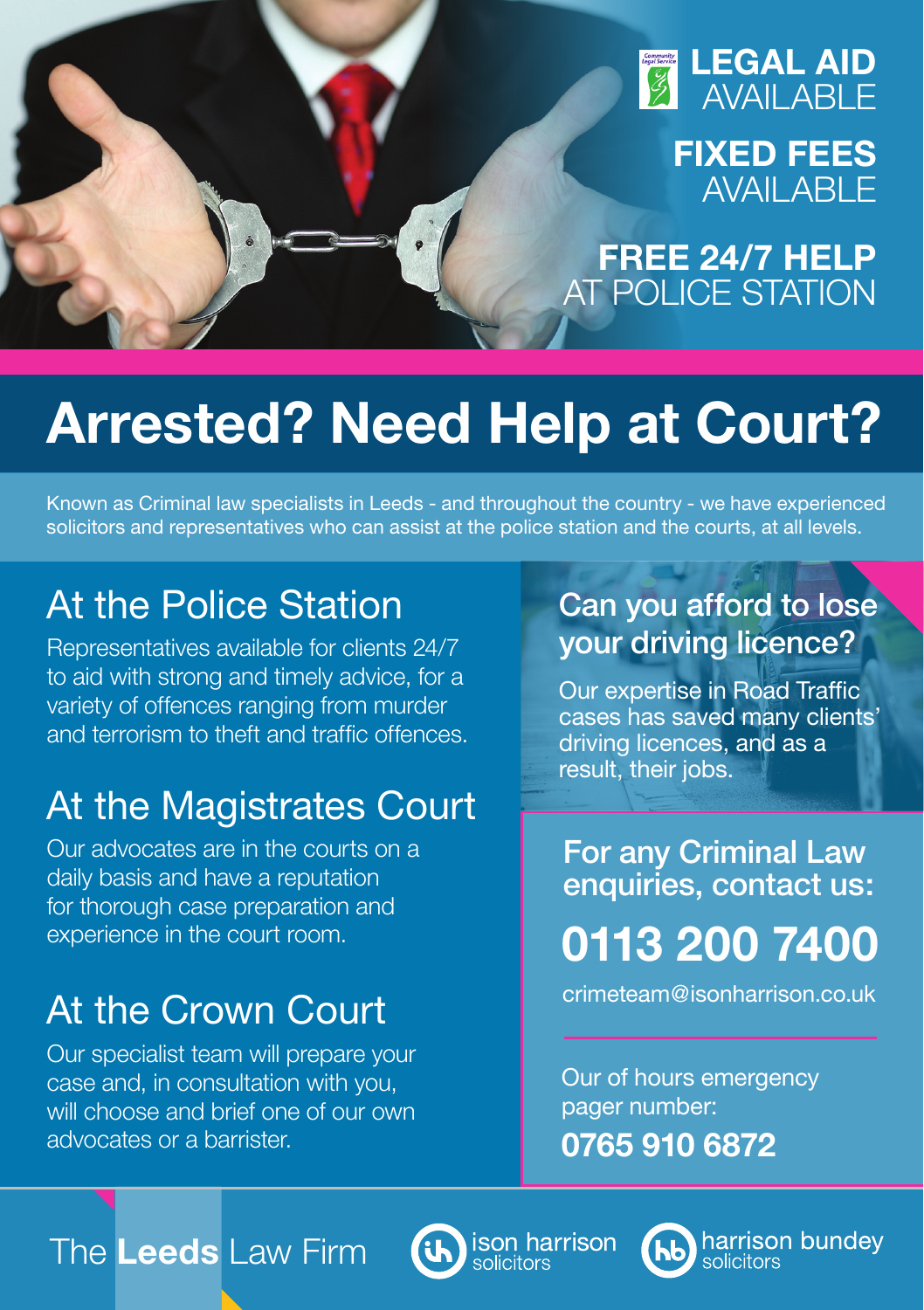**LEGAL AID** AVAILABLE

**FIXED FEES** AVAILABLE

**FREE 24/7 HELP** AT POLICE STATION

# Arrested? Need Help at Court?

Known as Criminal law specialists in Leeds - and throughout the country - we have experienced solicitors and representatives who can assist at the police station and the courts, at all levels.

## At the Police Station

Representatives available for clients 24/7 to aid with strong and timely advice, for a variety of offences ranging from murder and terrorism to theft and traffic offences.

## At the Magistrates Court

Our advocates are in the courts on a daily basis and have a reputation for thorough case preparation and experience in the court room.

## At the Crown Court

Our specialist team will prepare your case and, in consultation with you, will choose and brief one of our own advocates or a barrister.

## Can you afford to lose your driving licence?

Our expertise in Road Traffic cases has saved many clients' driving licences, and as a result, their jobs.

### For any Criminal Law enquiries, contact us:

**0113 200 7400**

crimeteam@isonharrison.co.uk

Our of hours emergency pager number:

**0765 910 6872**

The **Leeds** Law Firm

ison harrison solicitors

harrison bundey solicitors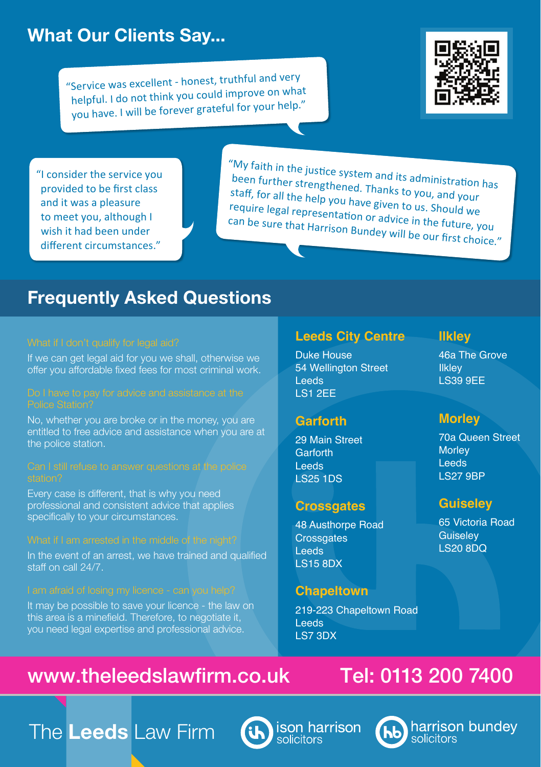## What Our Clients Say...

"Service was excellent - honest, truthful and very helpful. I do not think you could improve on what you have. I will be forever grateful for your help."

"I consider the service you provided to be first class and it was a pleasure to meet you, although I wish it had been under different circumstances."

"My faith in the justice system and its administration has been further strengthened. Thanks to you, and your staff, for all the help you have given to us. Should we require legal representation or advice in the future, you can be sure that Harrison Bundey will be our first choice."

## Frequently Asked Questions

**What if I don't qualify for legal aid?**

If we can get legal aid for you we shall, otherwise we offer you affordable fixed fees for most criminal work.

**Do I have to pay for advice and assistance at the Police Station?**

No, whether you are broke or in the money, you are entitled to free advice and assistance when you are at the police station.

**Can I still refuse to answer questions at the police station?**

Every case is different, that is why you need professional and consistent advice that applies specifically to your circumstances.

**What if I am arrested in the middle of the night?**

In the event of an arrest, we have trained and qualified staff on call 24/7.

**I am afraid of losing my licence - can you help?**

It may be possible to save your licence - the law on this area is a minefield. Therefore, to negotiate it, you need legal expertise and professional advice.

### Leeds City Centre

Duke House
54 Wellington Street
Leeds
LS1 2EE

### Garforth

29 Main Street
Garforth
Leeds
LS25 1DS

### Crossgates

48 Austhorpe Road
Crossgates
Leeds
LS15 8DX

### Chapeltown

219-223 Chapeltown Road
Leeds
LS7 3DX

### Ilkley

46a The Grove
Ilkley
LS39 9EE

### Morley

70a Queen Street
Morley
Leeds
LS27 9BP

### Guiseley

65 Victoria Road
Guiseley
LS20 8DQ

**www.theleedslawfirm.co.uk** **Tel: 0113 200 7400**

The **Leeds** Law Firm

ison harrison solicitors

harrison bundey solicitors